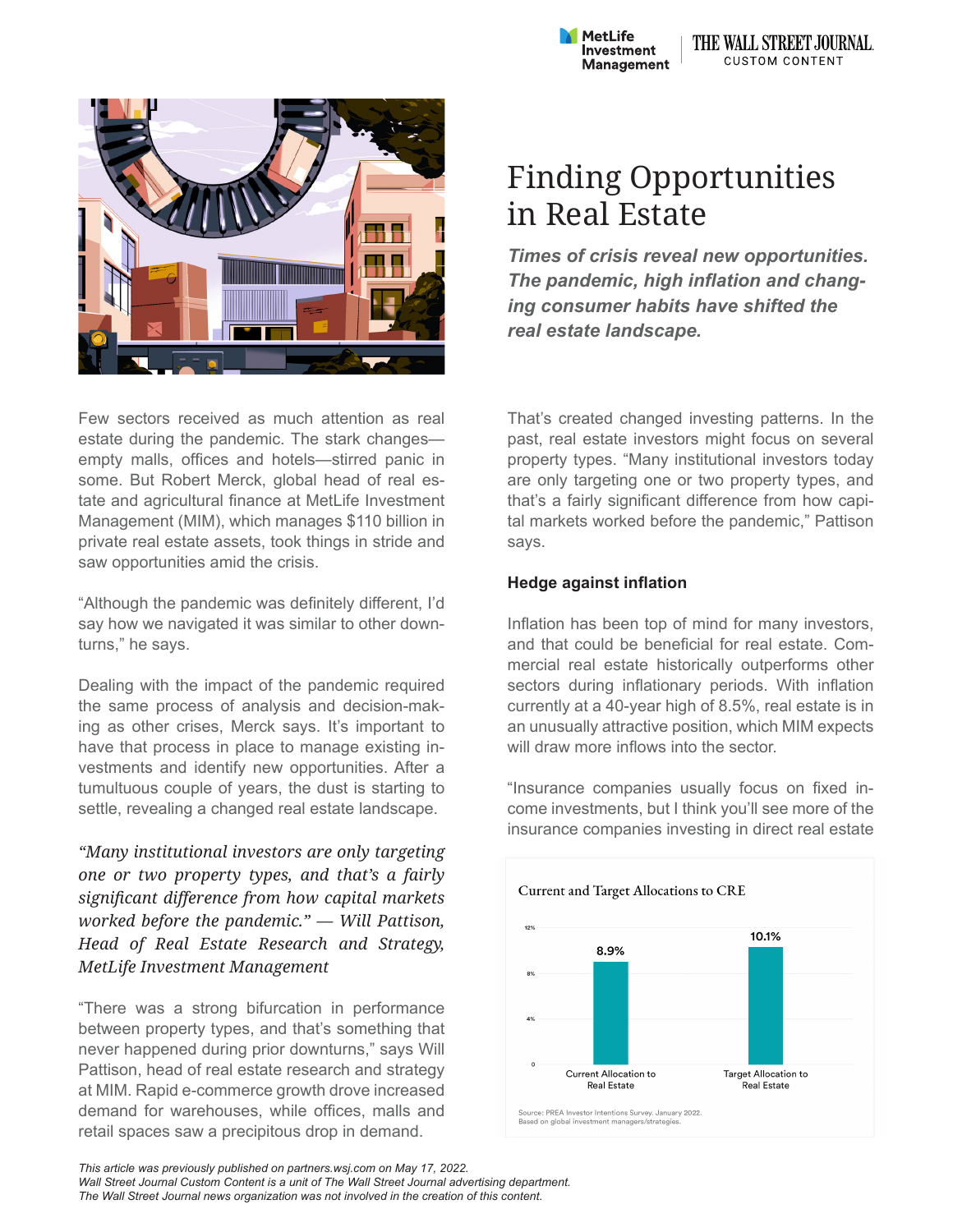MetLife Investment Management | THE WALL STREET JOURNAL. CUSTOM CONTENT

# Finding Opportunities in Real Estate

***Times of crisis reveal new opportunities. The pandemic, high inflation and changing consumer habits have shifted the real estate landscape.***

Few sectors received as much attention as real estate during the pandemic. The stark changes—empty malls, offices and hotels—stirred panic in some. But Robert Merck, global head of real estate and agricultural finance at MetLife Investment Management (MIM), which manages $110 billion in private real estate assets, took things in stride and saw opportunities amid the crisis.

"Although the pandemic was definitely different, I'd say how we navigated it was similar to other downturns," he says.

Dealing with the impact of the pandemic required the same process of analysis and decision-making as other crises, Merck says. It's important to have that process in place to manage existing investments and identify new opportunities. After a tumultuous couple of years, the dust is starting to settle, revealing a changed real estate landscape.

*"Many institutional investors are only targeting one or two property types, and that's a fairly significant difference from how capital markets worked before the pandemic." — Will Pattison, Head of Real Estate Research and Strategy, MetLife Investment Management*

"There was a strong bifurcation in performance between property types, and that's something that never happened during prior downturns," says Will Pattison, head of real estate research and strategy at MIM. Rapid e-commerce growth drove increased demand for warehouses, while offices, malls and retail spaces saw a precipitous drop in demand.

That's created changed investing patterns. In the past, real estate investors might focus on several property types. "Many institutional investors today are only targeting one or two property types, and that's a fairly significant difference from how capital markets worked before the pandemic," Pattison says.

### Hedge against inflation

Inflation has been top of mind for many investors, and that could be beneficial for real estate. Commercial real estate historically outperforms other sectors during inflationary periods. With inflation currently at a 40-year high of 8.5%, real estate is in an unusually attractive position, which MIM expects will draw more inflows into the sector.

"Insurance companies usually focus on fixed income investments, but I think you'll see more of the insurance companies investing in direct real estate

Current and Target Allocations to CRE

12%
8%
4%
0

8.9%
Current Allocation to Real Estate

10.1%
Target Allocation to Real Estate

Source: PREA Investor Intentions Survey, January 2022.
Based on global investment managers/strategies.

*This article was previously published on partners.wsj.com on May 17, 2022.*
*Wall Street Journal Custom Content is a unit of The Wall Street Journal advertising department.*
*The Wall Street Journal news organization was not involved in the creation of this content.*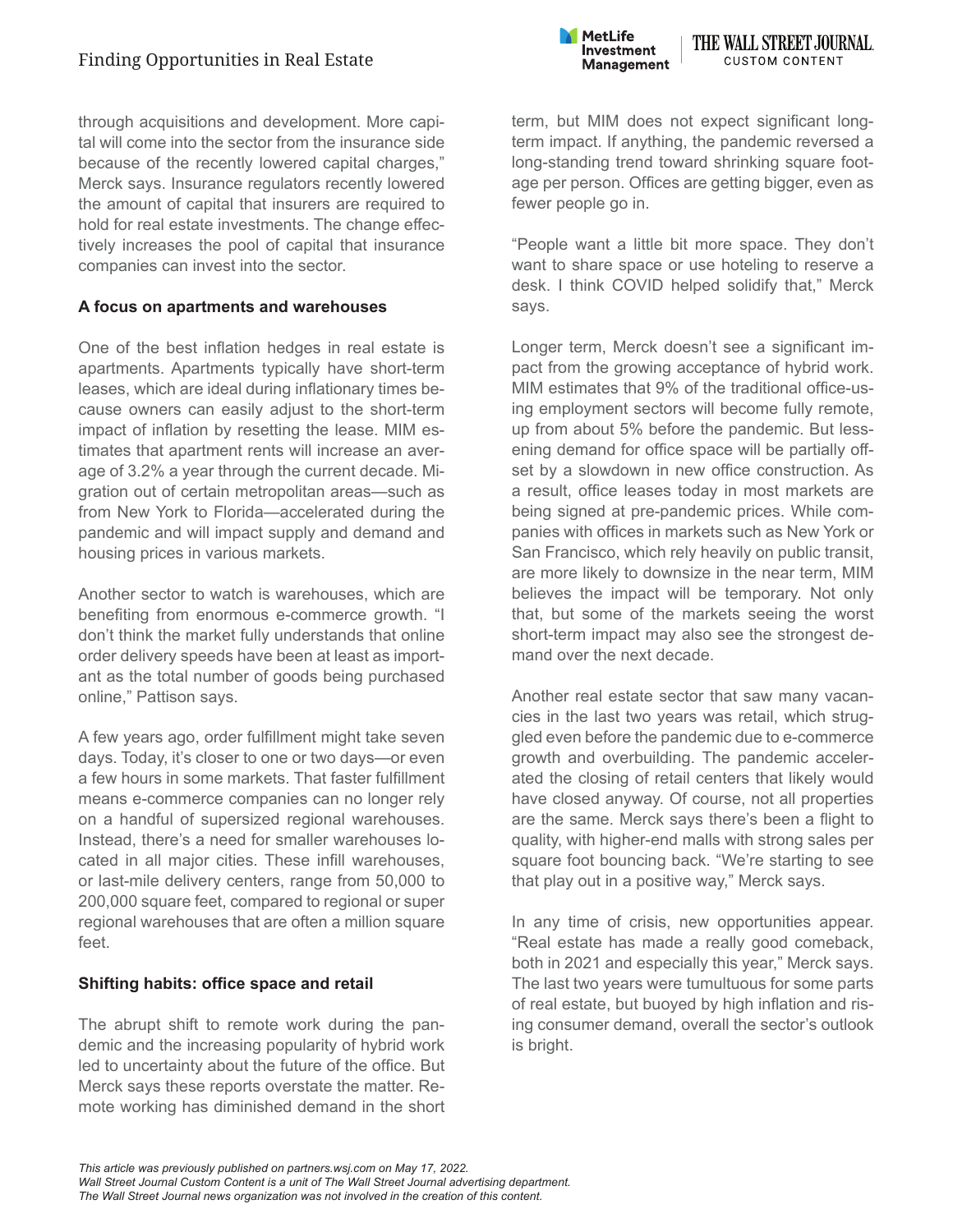through acquisitions and development. More capital will come into the sector from the insurance side because of the recently lowered capital charges," Merck says. Insurance regulators recently lowered the amount of capital that insurers are required to hold for real estate investments. The change effectively increases the pool of capital that insurance companies can invest into the sector.

**A focus on apartments and warehouses**

One of the best inflation hedges in real estate is apartments. Apartments typically have short-term leases, which are ideal during inflationary times because owners can easily adjust to the short-term impact of inflation by resetting the lease. MIM estimates that apartment rents will increase an average of 3.2% a year through the current decade. Migration out of certain metropolitan areas—such as from New York to Florida—accelerated during the pandemic and will impact supply and demand and housing prices in various markets.

Another sector to watch is warehouses, which are benefiting from enormous e-commerce growth. "I don't think the market fully understands that online order delivery speeds have been at least as important as the total number of goods being purchased online," Pattison says.

A few years ago, order fulfillment might take seven days. Today, it's closer to one or two days—or even a few hours in some markets. That faster fulfillment means e-commerce companies can no longer rely on a handful of supersized regional warehouses. Instead, there's a need for smaller warehouses located in all major cities. These infill warehouses, or last-mile delivery centers, range from 50,000 to 200,000 square feet, compared to regional or super regional warehouses that are often a million square feet.

**Shifting habits: office space and retail**

The abrupt shift to remote work during the pandemic and the increasing popularity of hybrid work led to uncertainty about the future of the office. But Merck says these reports overstate the matter. Remote working has diminished demand in the short term, but MIM does not expect significant long-term impact. If anything, the pandemic reversed a long-standing trend toward shrinking square footage per person. Offices are getting bigger, even as fewer people go in.

"People want a little bit more space. They don't want to share space or use hoteling to reserve a desk. I think COVID helped solidify that," Merck says.

Longer term, Merck doesn't see a significant impact from the growing acceptance of hybrid work. MIM estimates that 9% of the traditional office-using employment sectors will become fully remote, up from about 5% before the pandemic. But lessening demand for office space will be partially offset by a slowdown in new office construction. As a result, office leases today in most markets are being signed at pre-pandemic prices. While companies with offices in markets such as New York or San Francisco, which rely heavily on public transit, are more likely to downsize in the near term, MIM believes the impact will be temporary. Not only that, but some of the markets seeing the worst short-term impact may also see the strongest demand over the next decade.

Another real estate sector that saw many vacancies in the last two years was retail, which struggled even before the pandemic due to e-commerce growth and overbuilding. The pandemic accelerated the closing of retail centers that likely would have closed anyway. Of course, not all properties are the same. Merck says there's been a flight to quality, with higher-end malls with strong sales per square foot bouncing back. "We're starting to see that play out in a positive way," Merck says.

In any time of crisis, new opportunities appear. "Real estate has made a really good comeback, both in 2021 and especially this year," Merck says. The last two years were tumultuous for some parts of real estate, but buoyed by high inflation and rising consumer demand, overall the sector's outlook is bright.

*This article was previously published on partners.wsj.com on May 17, 2022.*
*Wall Street Journal Custom Content is a unit of The Wall Street Journal advertising department.*
*The Wall Street Journal news organization was not involved in the creation of this content.*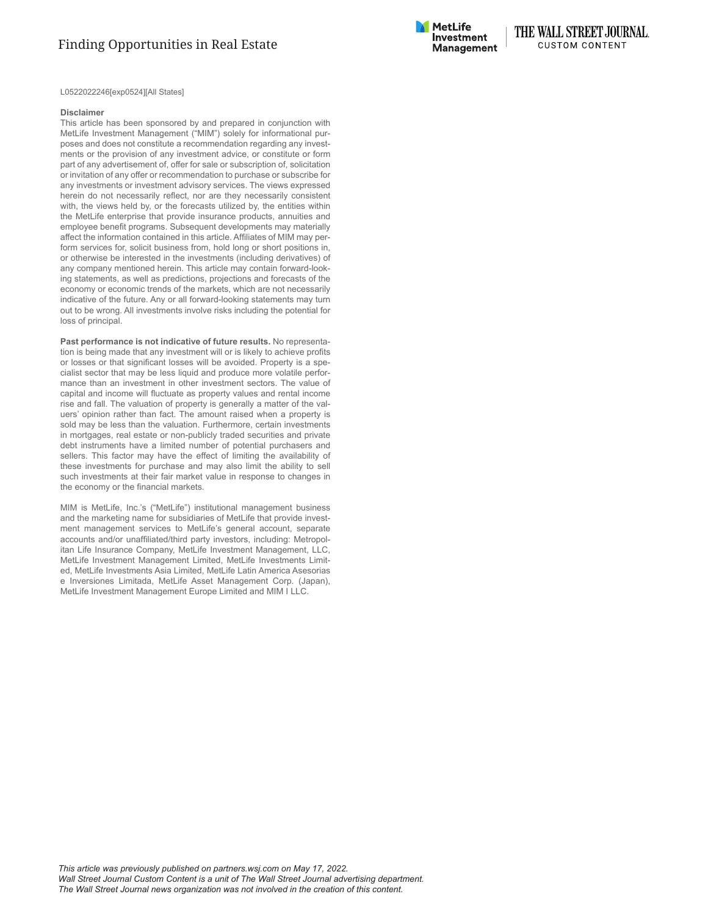L0522022246[exp0524][All States]

**Disclaimer**

This article has been sponsored by and prepared in conjunction with MetLife Investment Management ("MIM") solely for informational purposes and does not constitute a recommendation regarding any investments or the provision of any investment advice, or constitute or form part of any advertisement of, offer for sale or subscription of, solicitation or invitation of any offer or recommendation to purchase or subscribe for any investments or investment advisory services. The views expressed herein do not necessarily reflect, nor are they necessarily consistent with, the views held by, or the forecasts utilized by, the entities within the MetLife enterprise that provide insurance products, annuities and employee benefit programs. Subsequent developments may materially affect the information contained in this article. Affiliates of MIM may perform services for, solicit business from, hold long or short positions in, or otherwise be interested in the investments (including derivatives) of any company mentioned herein. This article may contain forward-looking statements, as well as predictions, projections and forecasts of the economy or economic trends of the markets, which are not necessarily indicative of the future. Any or all forward-looking statements may turn out to be wrong. All investments involve risks including the potential for loss of principal.

**Past performance is not indicative of future results.** No representation is being made that any investment will or is likely to achieve profits or losses or that significant losses will be avoided. Property is a specialist sector that may be less liquid and produce more volatile performance than an investment in other investment sectors. The value of capital and income will fluctuate as property values and rental income rise and fall. The valuation of property is generally a matter of the valuers' opinion rather than fact. The amount raised when a property is sold may be less than the valuation. Furthermore, certain investments in mortgages, real estate or non-publicly traded securities and private debt instruments have a limited number of potential purchasers and sellers. This factor may have the effect of limiting the availability of these investments for purchase and may also limit the ability to sell such investments at their fair market value in response to changes in the economy or the financial markets.

MIM is MetLife, Inc.'s ("MetLife") institutional management business and the marketing name for subsidiaries of MetLife that provide investment management services to MetLife's general account, separate accounts and/or unaffiliated/third party investors, including: Metropolitan Life Insurance Company, MetLife Investment Management, LLC, MetLife Investment Management Limited, MetLife Investments Limited, MetLife Investments Asia Limited, MetLife Latin America Asesorias e Inversiones Limitada, MetLife Asset Management Corp. (Japan), MetLife Investment Management Europe Limited and MIM I LLC.

*This article was previously published on partners.wsj.com on May 17, 2022.*
*Wall Street Journal Custom Content is a unit of The Wall Street Journal advertising department.*
*The Wall Street Journal news organization was not involved in the creation of this content.*